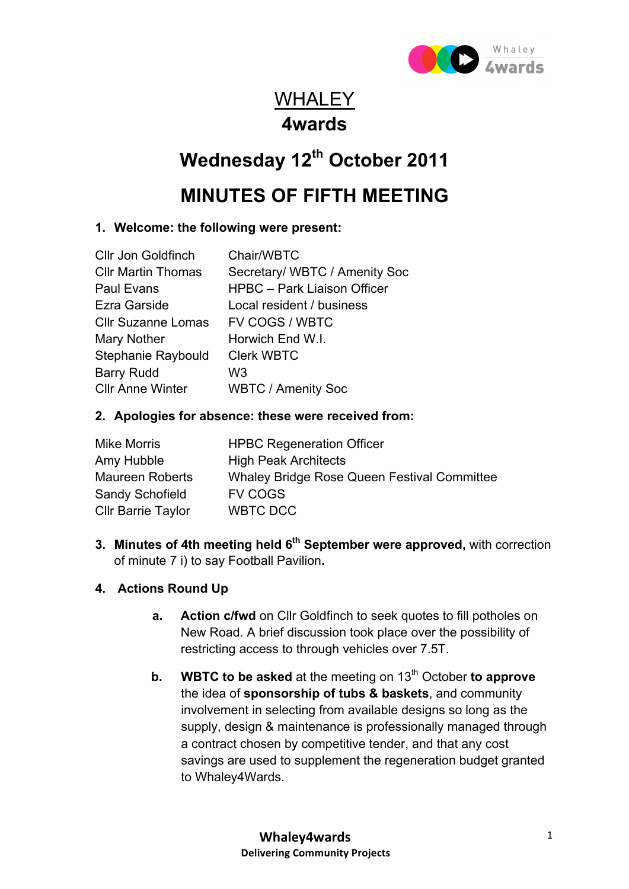# WHALEY
# 4wards

## Wednesday 12th October 2011

## MINUTES OF FIFTH MEETING

**1. Welcome: the following were present:**

| | |
|---|---|
| Cllr Jon Goldfinch | Chair/WBTC |
| Cllr Martin Thomas | Secretary/ WBTC / Amenity Soc |
| Paul Evans | HPBC – Park Liaison Officer |
| Ezra Garside | Local resident / business |
| Cllr Suzanne Lomas | FV COGS / WBTC |
| Mary Nother | Horwich End W.I. |
| Stephanie Raybould | Clerk WBTC |
| Barry Rudd | W3 |
| Cllr Anne Winter | WBTC / Amenity Soc |

**2. Apologies for absence: these were received from:**

| | |
|---|---|
| Mike Morris | HPBC Regeneration Officer |
| Amy Hubble | High Peak Architects |
| Maureen Roberts | Whaley Bridge Rose Queen Festival Committee |
| Sandy Schofield | FV COGS |
| Cllr Barrie Taylor | WBTC DCC |

**3. Minutes of 4th meeting held 6th September were approved,** with correction of minute 7 i) to say Football Pavilion**.**

**4. Actions Round Up**

- **a. Action c/fwd** on Cllr Goldfinch to seek quotes to fill potholes on New Road. A brief discussion took place over the possibility of restricting access to through vehicles over 7.5T.

- **b. WBTC to be asked** at the meeting on 13th October **to approve** the idea of **sponsorship of tubs & baskets**, and community involvement in selecting from available designs so long as the supply, design & maintenance is professionally managed through a contract chosen by competitive tender, and that any cost savings are used to supplement the regeneration budget granted to Whaley4Wards.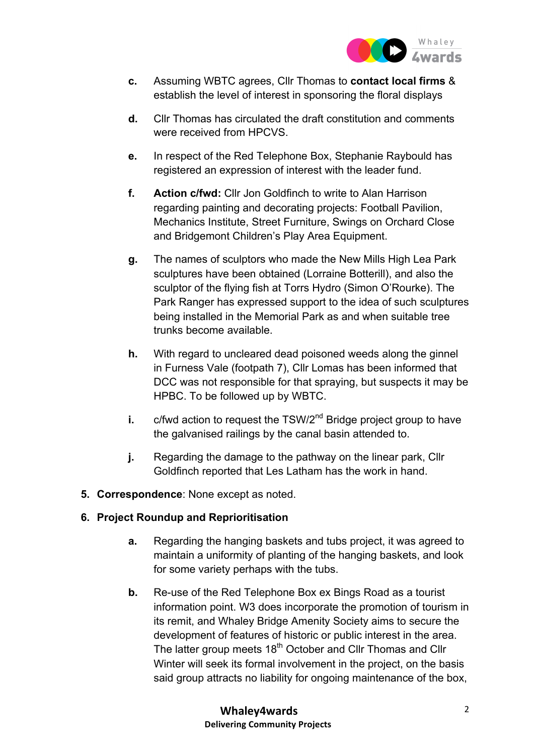c. Assuming WBTC agrees, Cllr Thomas to **contact local firms** & establish the level of interest in sponsoring the floral displays

d. Cllr Thomas has circulated the draft constitution and comments were received from HPCVS.

e. In respect of the Red Telephone Box, Stephanie Raybould has registered an expression of interest with the leader fund.

f. **Action c/fwd:** Cllr Jon Goldfinch to write to Alan Harrison regarding painting and decorating projects: Football Pavilion, Mechanics Institute, Street Furniture, Swings on Orchard Close and Bridgemont Children's Play Area Equipment.

g. The names of sculptors who made the New Mills High Lea Park sculptures have been obtained (Lorraine Botterill), and also the sculptor of the flying fish at Torrs Hydro (Simon O'Rourke). The Park Ranger has expressed support to the idea of such sculptures being installed in the Memorial Park as and when suitable tree trunks become available.

h. With regard to uncleared dead poisoned weeds along the ginnel in Furness Vale (footpath 7), Cllr Lomas has been informed that DCC was not responsible for that spraying, but suspects it may be HPBC. To be followed up by WBTC.

i. c/fwd action to request the TSW/2nd Bridge project group to have the galvanised railings by the canal basin attended to.

j. Regarding the damage to the pathway on the linear park, Cllr Goldfinch reported that Les Latham has the work in hand.

5. **Correspondence**: None except as noted.

6. **Project Roundup and Reprioritisation**

a. Regarding the hanging baskets and tubs project, it was agreed to maintain a uniformity of planting of the hanging baskets, and look for some variety perhaps with the tubs.

b. Re-use of the Red Telephone Box ex Bings Road as a tourist information point. W3 does incorporate the promotion of tourism in its remit, and Whaley Bridge Amenity Society aims to secure the development of features of historic or public interest in the area. The latter group meets 18th October and Cllr Thomas and Cllr Winter will seek its formal involvement in the project, on the basis said group attracts no liability for ongoing maintenance of the box,

**Whaley4wards**
**Delivering Community Projects**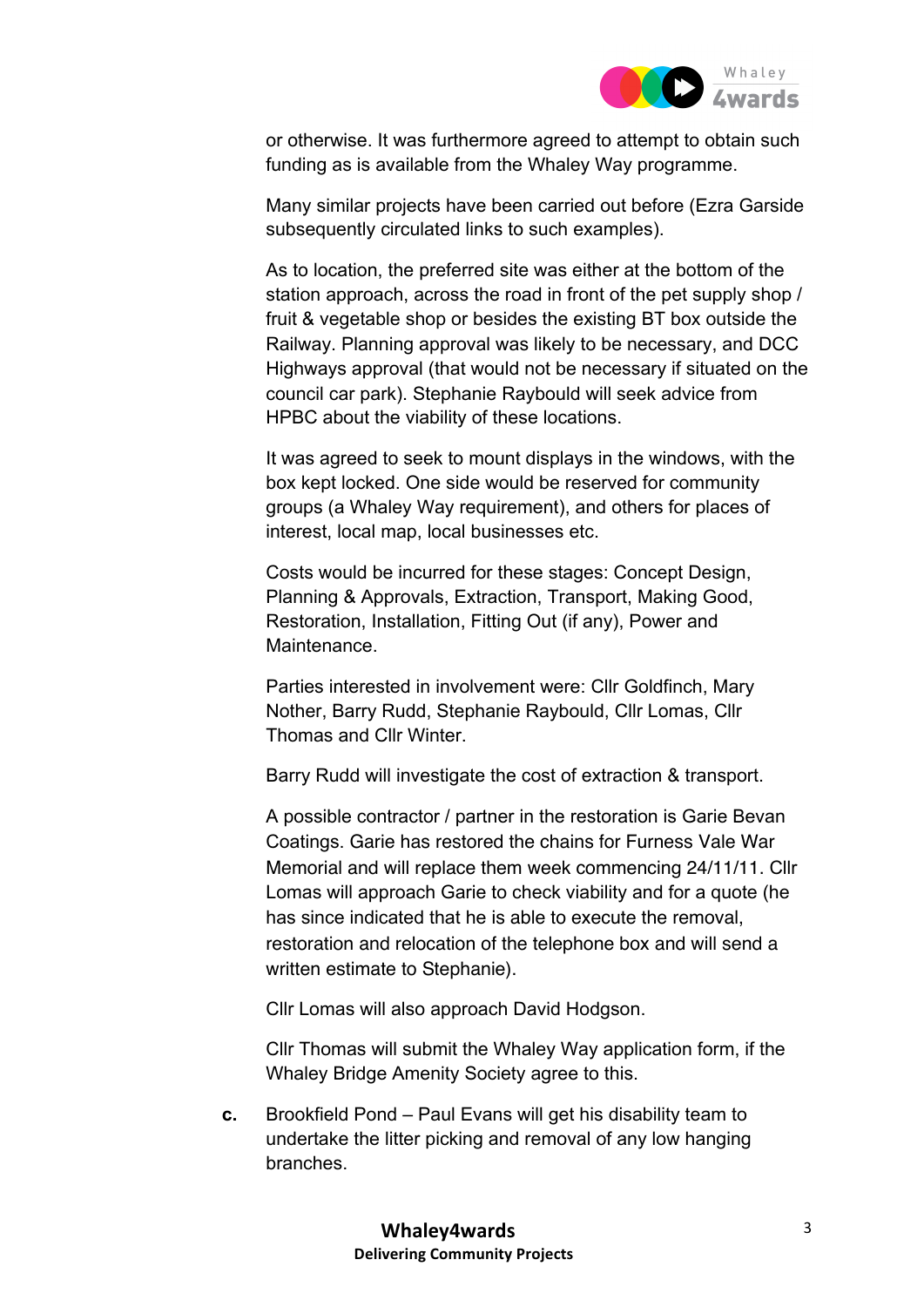or otherwise. It was furthermore agreed to attempt to obtain such funding as is available from the Whaley Way programme.

Many similar projects have been carried out before (Ezra Garside subsequently circulated links to such examples).

As to location, the preferred site was either at the bottom of the station approach, across the road in front of the pet supply shop / fruit & vegetable shop or besides the existing BT box outside the Railway. Planning approval was likely to be necessary, and DCC Highways approval (that would not be necessary if situated on the council car park). Stephanie Raybould will seek advice from HPBC about the viability of these locations.

It was agreed to seek to mount displays in the windows, with the box kept locked. One side would be reserved for community groups (a Whaley Way requirement), and others for places of interest, local map, local businesses etc.

Costs would be incurred for these stages: Concept Design, Planning & Approvals, Extraction, Transport, Making Good, Restoration, Installation, Fitting Out (if any), Power and Maintenance.

Parties interested in involvement were: Cllr Goldfinch, Mary Nother, Barry Rudd, Stephanie Raybould, Cllr Lomas, Cllr Thomas and Cllr Winter.

Barry Rudd will investigate the cost of extraction & transport.

A possible contractor / partner in the restoration is Garie Bevan Coatings. Garie has restored the chains for Furness Vale War Memorial and will replace them week commencing 24/11/11. Cllr Lomas will approach Garie to check viability and for a quote (he has since indicated that he is able to execute the removal, restoration and relocation of the telephone box and will send a written estimate to Stephanie).

Cllr Lomas will also approach David Hodgson.

Cllr Thomas will submit the Whaley Way application form, if the Whaley Bridge Amenity Society agree to this.

**c.** Brookfield Pond – Paul Evans will get his disability team to undertake the litter picking and removal of any low hanging branches.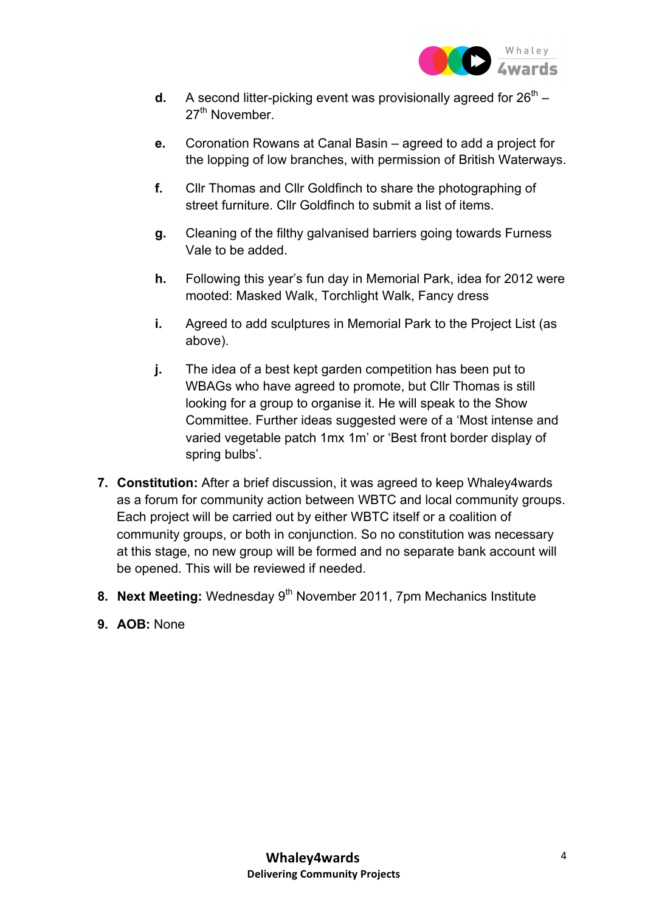d. A second litter-picking event was provisionally agreed for 26th – 27th November.

e. Coronation Rowans at Canal Basin – agreed to add a project for the lopping of low branches, with permission of British Waterways.

f. Cllr Thomas and Cllr Goldfinch to share the photographing of street furniture. Cllr Goldfinch to submit a list of items.

g. Cleaning of the filthy galvanised barriers going towards Furness Vale to be added.

h. Following this year's fun day in Memorial Park, idea for 2012 were mooted: Masked Walk, Torchlight Walk, Fancy dress

i. Agreed to add sculptures in Memorial Park to the Project List (as above).

j. The idea of a best kept garden competition has been put to WBAGs who have agreed to promote, but Cllr Thomas is still looking for a group to organise it. He will speak to the Show Committee. Further ideas suggested were of a 'Most intense and varied vegetable patch 1mx 1m' or 'Best front border display of spring bulbs'.

7. **Constitution:** After a brief discussion, it was agreed to keep Whaley4wards as a forum for community action between WBTC and local community groups. Each project will be carried out by either WBTC itself or a coalition of community groups, or both in conjunction. So no constitution was necessary at this stage, no new group will be formed and no separate bank account will be opened. This will be reviewed if needed.

8. **Next Meeting:** Wednesday 9th November 2011, 7pm Mechanics Institute

9. **AOB:** None